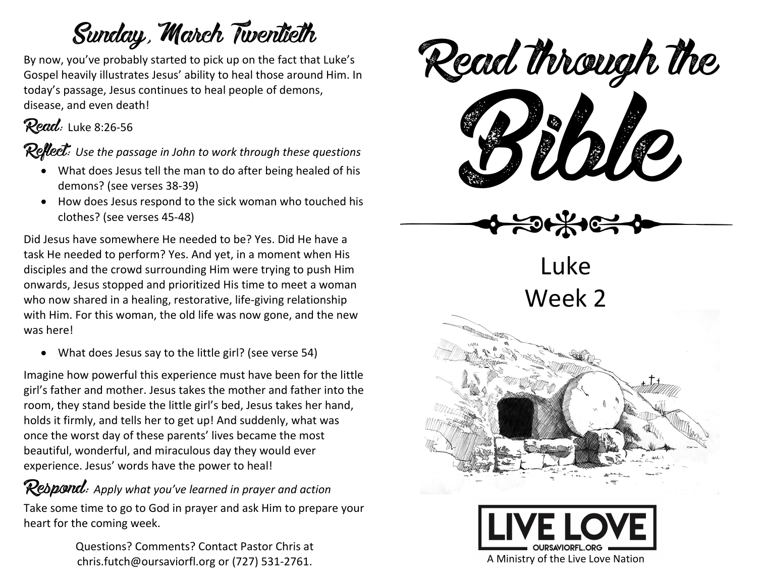## Sunday, March Twentieth

By now, you've probably started to pick up on the fact that Luke's Gospel heavily illustrates Jesus' ability to heal those around Him. In today's passage, Jesus continues to heal people of demons, disease, and even death!

**Read:** Luke 8:26-56

**Reflect:** *Use the passage in John to work through these questions*

- What does Jesus tell the man to do after being healed of his demons? (see verses 38-39)
- How does Jesus respond to the sick woman who touched his clothes? (see verses 45-48)

Did Jesus have somewhere He needed to be? Yes. Did He have a task He needed to perform? Yes. And yet, in a moment when His disciples and the crowd surrounding Him were trying to push Him onwards, Jesus stopped and prioritized His time to meet a woman who now shared in a healing, restorative, life-giving relationship with Him. For this woman, the old life was now gone, and the new was here!

- What does Jesus say to the little girl? (see verse 54)

Imagine how powerful this experience must have been for the little girl's father and mother. Jesus takes the mother and father into the room, they stand beside the little girl's bed, Jesus takes her hand, holds it firmly, and tells her to get up! And suddenly, what was once the worst day of these parents' lives became the most beautiful, wonderful, and miraculous day they would ever experience. Jesus' words have the power to heal!

**Respond:** *Apply what you've learned in prayer and action*

Take some time to go to God in prayer and ask Him to prepare your heart for the coming week.

Questions? Comments? Contact Pastor Chris at chris.futch@oursaviorfl.org or (727) 531-2761.

# Read through the Bible

Luke
Week 2

LIVE LOVE
OURSAVIORFL.ORG

A Ministry of the Live Love Nation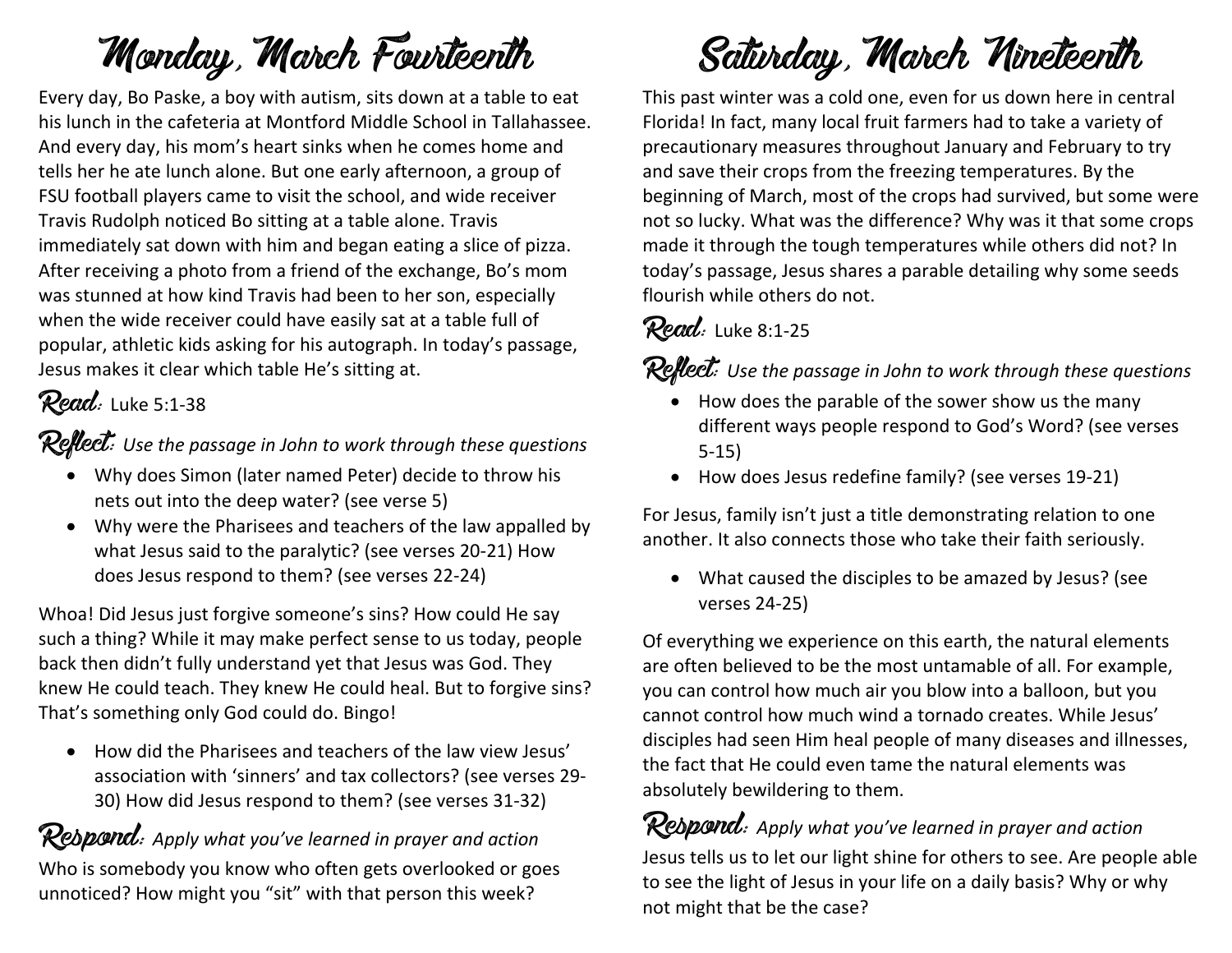# Monday, March Fourteenth

Every day, Bo Paske, a boy with autism, sits down at a table to eat his lunch in the cafeteria at Montford Middle School in Tallahassee. And every day, his mom's heart sinks when he comes home and tells her he ate lunch alone. But one early afternoon, a group of FSU football players came to visit the school, and wide receiver Travis Rudolph noticed Bo sitting at a table alone. Travis immediately sat down with him and began eating a slice of pizza. After receiving a photo from a friend of the exchange, Bo's mom was stunned at how kind Travis had been to her son, especially when the wide receiver could have easily sat at a table full of popular, athletic kids asking for his autograph. In today's passage, Jesus makes it clear which table He's sitting at.

**Read:** Luke 5:1-38

**Reflect:** *Use the passage in John to work through these questions*

- Why does Simon (later named Peter) decide to throw his nets out into the deep water? (see verse 5)
- Why were the Pharisees and teachers of the law appalled by what Jesus said to the paralytic? (see verses 20-21) How does Jesus respond to them? (see verses 22-24)

Whoa! Did Jesus just forgive someone's sins? How could He say such a thing? While it may make perfect sense to us today, people back then didn't fully understand yet that Jesus was God. They knew He could teach. They knew He could heal. But to forgive sins? That's something only God could do. Bingo!

- How did the Pharisees and teachers of the law view Jesus' association with 'sinners' and tax collectors? (see verses 29-30) How did Jesus respond to them? (see verses 31-32)

**Respond:** *Apply what you've learned in prayer and action*

Who is somebody you know who often gets overlooked or goes unnoticed? How might you "sit" with that person this week?

# Saturday, March Nineteenth

This past winter was a cold one, even for us down here in central Florida! In fact, many local fruit farmers had to take a variety of precautionary measures throughout January and February to try and save their crops from the freezing temperatures. By the beginning of March, most of the crops had survived, but some were not so lucky. What was the difference? Why was it that some crops made it through the tough temperatures while others did not? In today's passage, Jesus shares a parable detailing why some seeds flourish while others do not.

**Read:** Luke 8:1-25

**Reflect:** *Use the passage in John to work through these questions*

- How does the parable of the sower show us the many different ways people respond to God's Word? (see verses 5-15)
- How does Jesus redefine family? (see verses 19-21)

For Jesus, family isn't just a title demonstrating relation to one another. It also connects those who take their faith seriously.

- What caused the disciples to be amazed by Jesus? (see verses 24-25)

Of everything we experience on this earth, the natural elements are often believed to be the most untamable of all. For example, you can control how much air you blow into a balloon, but you cannot control how much wind a tornado creates. While Jesus' disciples had seen Him heal people of many diseases and illnesses, the fact that He could even tame the natural elements was absolutely bewildering to them.

**Respond:** *Apply what you've learned in prayer and action*

Jesus tells us to let our light shine for others to see. Are people able to see the light of Jesus in your life on a daily basis? Why or why not might that be the case?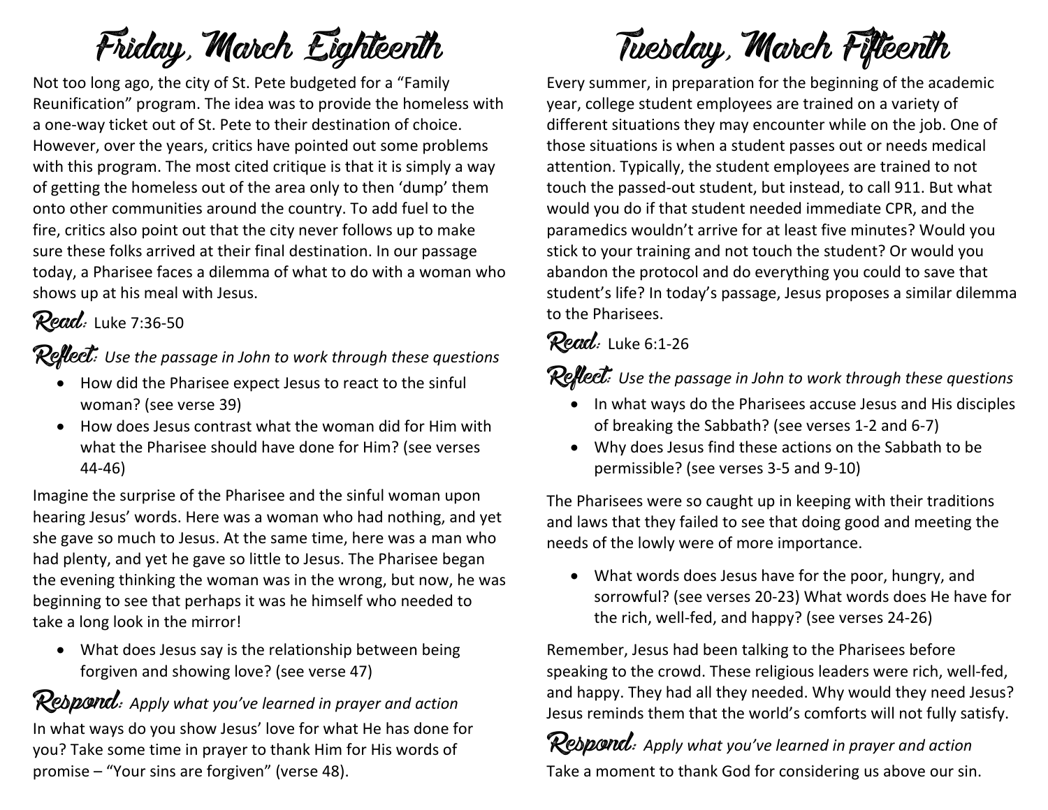# Friday, March Eighteenth

Not too long ago, the city of St. Pete budgeted for a "Family Reunification" program. The idea was to provide the homeless with a one-way ticket out of St. Pete to their destination of choice. However, over the years, critics have pointed out some problems with this program. The most cited critique is that it is simply a way of getting the homeless out of the area only to then 'dump' them onto other communities around the country. To add fuel to the fire, critics also point out that the city never follows up to make sure these folks arrived at their final destination. In our passage today, a Pharisee faces a dilemma of what to do with a woman who shows up at his meal with Jesus.

**Read:** Luke 7:36-50

**Reflect:** *Use the passage in John to work through these questions*

- How did the Pharisee expect Jesus to react to the sinful woman? (see verse 39)
- How does Jesus contrast what the woman did for Him with what the Pharisee should have done for Him? (see verses 44-46)

Imagine the surprise of the Pharisee and the sinful woman upon hearing Jesus' words. Here was a woman who had nothing, and yet she gave so much to Jesus. At the same time, here was a man who had plenty, and yet he gave so little to Jesus. The Pharisee began the evening thinking the woman was in the wrong, but now, he was beginning to see that perhaps it was he himself who needed to take a long look in the mirror!

- What does Jesus say is the relationship between being forgiven and showing love? (see verse 47)

**Respond:** *Apply what you've learned in prayer and action*

In what ways do you show Jesus' love for what He has done for you? Take some time in prayer to thank Him for His words of promise – "Your sins are forgiven" (verse 48).

# Tuesday, March Fifteenth

Every summer, in preparation for the beginning of the academic year, college student employees are trained on a variety of different situations they may encounter while on the job. One of those situations is when a student passes out or needs medical attention. Typically, the student employees are trained to not touch the passed-out student, but instead, to call 911. But what would you do if that student needed immediate CPR, and the paramedics wouldn't arrive for at least five minutes? Would you stick to your training and not touch the student? Or would you abandon the protocol and do everything you could to save that student's life? In today's passage, Jesus proposes a similar dilemma to the Pharisees.

**Read:** Luke 6:1-26

**Reflect:** *Use the passage in John to work through these questions*

- In what ways do the Pharisees accuse Jesus and His disciples of breaking the Sabbath? (see verses 1-2 and 6-7)
- Why does Jesus find these actions on the Sabbath to be permissible? (see verses 3-5 and 9-10)

The Pharisees were so caught up in keeping with their traditions and laws that they failed to see that doing good and meeting the needs of the lowly were of more importance.

- What words does Jesus have for the poor, hungry, and sorrowful? (see verses 20-23) What words does He have for the rich, well-fed, and happy? (see verses 24-26)

Remember, Jesus had been talking to the Pharisees before speaking to the crowd. These religious leaders were rich, well-fed, and happy. They had all they needed. Why would they need Jesus? Jesus reminds them that the world's comforts will not fully satisfy.

**Respond:** *Apply what you've learned in prayer and action*

Take a moment to thank God for considering us above our sin.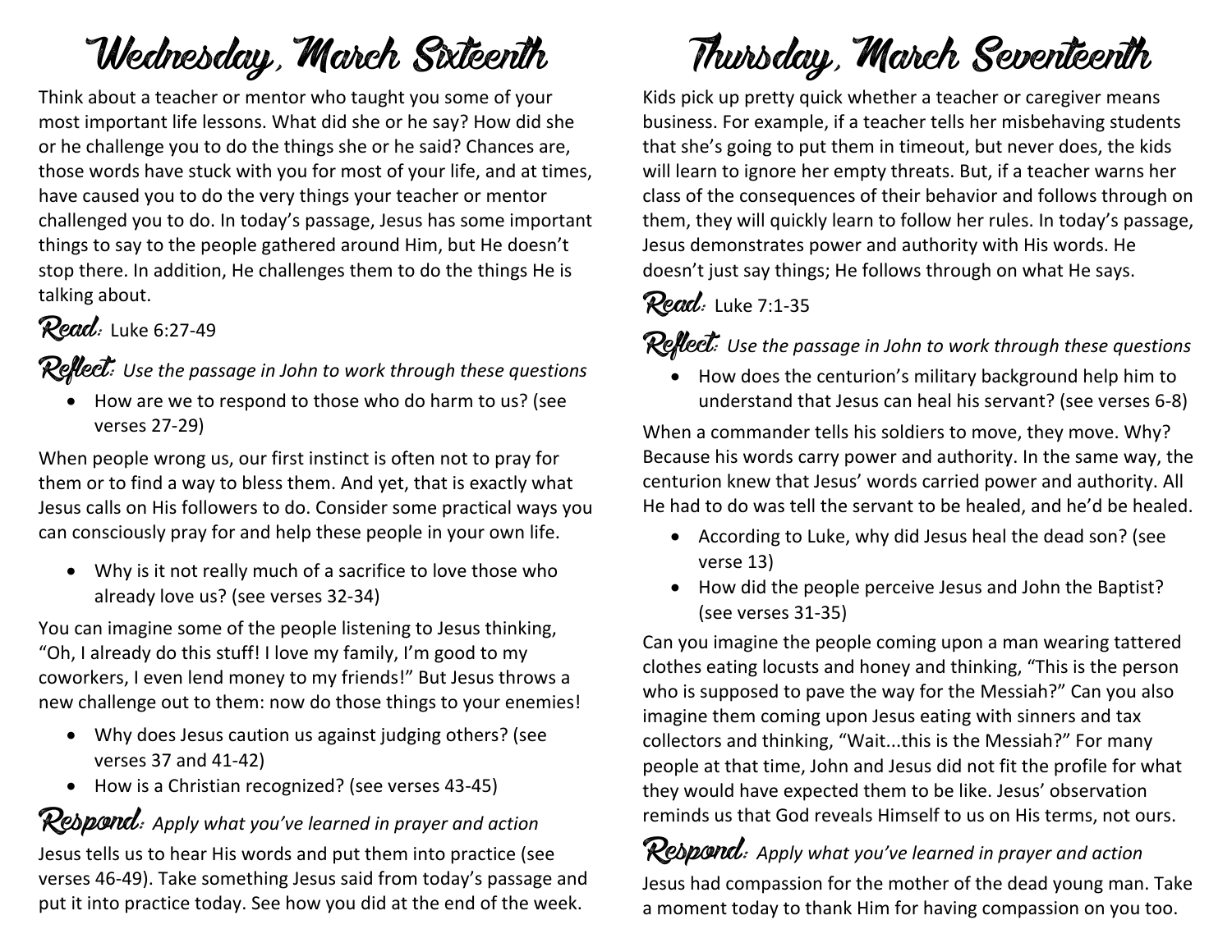# Wednesday, March Sixteenth

Think about a teacher or mentor who taught you some of your most important life lessons. What did she or he say? How did she or he challenge you to do the things she or he said? Chances are, those words have stuck with you for most of your life, and at times, have caused you to do the very things your teacher or mentor challenged you to do. In today's passage, Jesus has some important things to say to the people gathered around Him, but He doesn't stop there. In addition, He challenges them to do the things He is talking about.

**Read:** Luke 6:27-49

**Reflect:** *Use the passage in John to work through these questions*

- How are we to respond to those who do harm to us? (see verses 27-29)

When people wrong us, our first instinct is often not to pray for them or to find a way to bless them. And yet, that is exactly what Jesus calls on His followers to do. Consider some practical ways you can consciously pray for and help these people in your own life.

- Why is it not really much of a sacrifice to love those who already love us? (see verses 32-34)

You can imagine some of the people listening to Jesus thinking, "Oh, I already do this stuff! I love my family, I'm good to my coworkers, I even lend money to my friends!" But Jesus throws a new challenge out to them: now do those things to your enemies!

- Why does Jesus caution us against judging others? (see verses 37 and 41-42)
- How is a Christian recognized? (see verses 43-45)

**Respond:** *Apply what you've learned in prayer and action*

Jesus tells us to hear His words and put them into practice (see verses 46-49). Take something Jesus said from today's passage and put it into practice today. See how you did at the end of the week.

# Thursday, March Seventeenth

Kids pick up pretty quick whether a teacher or caregiver means business. For example, if a teacher tells her misbehaving students that she's going to put them in timeout, but never does, the kids will learn to ignore her empty threats. But, if a teacher warns her class of the consequences of their behavior and follows through on them, they will quickly learn to follow her rules. In today's passage, Jesus demonstrates power and authority with His words. He doesn't just say things; He follows through on what He says.

**Read:** Luke 7:1-35

**Reflect:** *Use the passage in John to work through these questions*

- How does the centurion's military background help him to understand that Jesus can heal his servant? (see verses 6-8)

When a commander tells his soldiers to move, they move. Why? Because his words carry power and authority. In the same way, the centurion knew that Jesus' words carried power and authority. All He had to do was tell the servant to be healed, and he'd be healed.

- According to Luke, why did Jesus heal the dead son? (see verse 13)
- How did the people perceive Jesus and John the Baptist? (see verses 31-35)

Can you imagine the people coming upon a man wearing tattered clothes eating locusts and honey and thinking, "This is the person who is supposed to pave the way for the Messiah?" Can you also imagine them coming upon Jesus eating with sinners and tax collectors and thinking, "Wait...this is the Messiah?" For many people at that time, John and Jesus did not fit the profile for what they would have expected them to be like. Jesus' observation reminds us that God reveals Himself to us on His terms, not ours.

**Respond:** *Apply what you've learned in prayer and action*

Jesus had compassion for the mother of the dead young man. Take a moment today to thank Him for having compassion on you too.